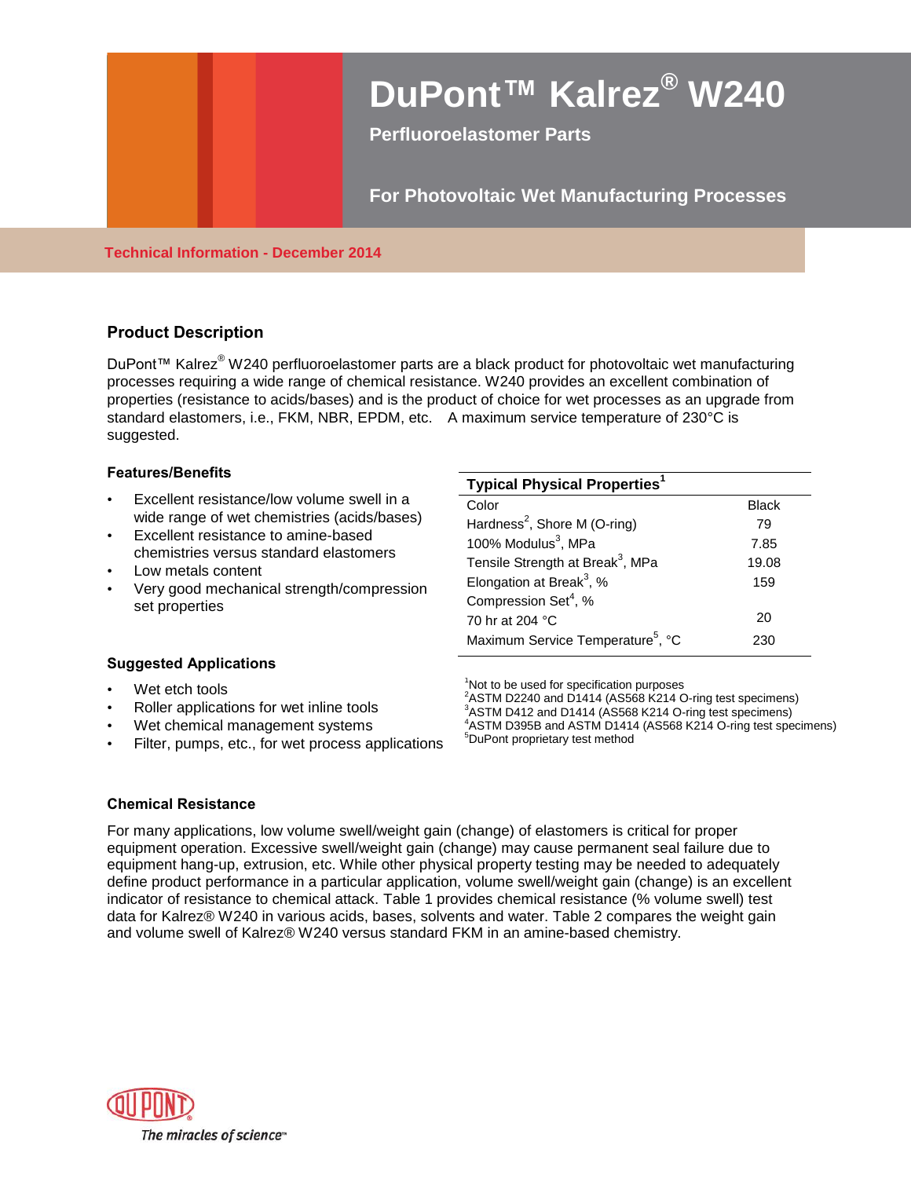# DuPont™ Kalrez® W240

**Perfluoroelastomer Parts**

**For Photovoltaic Wet Manufacturing Processes**

Technical Information - December 2014

## Product Description

DuPont™ Kalrez® W240 perfluoroelastomer parts are a black product for photovoltaic wet manufacturing processes requiring a wide range of chemical resistance. W240 provides an excellent combination of properties (resistance to acids/bases) and is the product of choice for wet processes as an upgrade from standard elastomers, i.e., FKM, NBR, EPDM, etc. A maximum service temperature of 230°C is suggested.

### Features/Benefits

- Excellent resistance/low volume swell in a wide range of wet chemistries (acids/bases)
- Excellent resistance to amine-based chemistries versus standard elastomers
- Low metals content
- Very good mechanical strength/compression set properties

### Suggested Applications

- Wet etch tools
- Roller applications for wet inline tools
- Wet chemical management systems
- Filter, pumps, etc., for wet process applications

| Typical Physical Properties[1] | |
|---|---|
| Color | Black |
| Hardness[2], Shore M (O-ring) | 79 |
| 100% Modulus[3], MPa | 7.85 |
| Tensile Strength at Break[3], MPa | 19.08 |
| Elongation at Break[3], % | 159 |
| Compression Set[4], % | |
| 70 hr at 204 °C | 20 |
| Maximum Service Temperature[5], °C | 230 |

[1]Not to be used for specification purposes
[2]ASTM D2240 and D1414 (AS568 K214 O-ring test specimens)
[3]ASTM D412 and D1414 (AS568 K214 O-ring test specimens)
[4]ASTM D395B and ASTM D1414 (AS568 K214 O-ring test specimens)
[5]DuPont proprietary test method

### Chemical Resistance

For many applications, low volume swell/weight gain (change) of elastomers is critical for proper equipment operation. Excessive swell/weight gain (change) may cause permanent seal failure due to equipment hang-up, extrusion, etc. While other physical property testing may be needed to adequately define product performance in a particular application, volume swell/weight gain (change) is an excellent indicator of resistance to chemical attack. Table 1 provides chemical resistance (% volume swell) test data for Kalrez® W240 in various acids, bases, solvents and water. Table 2 compares the weight gain and volume swell of Kalrez® W240 versus standard FKM in an amine-based chemistry.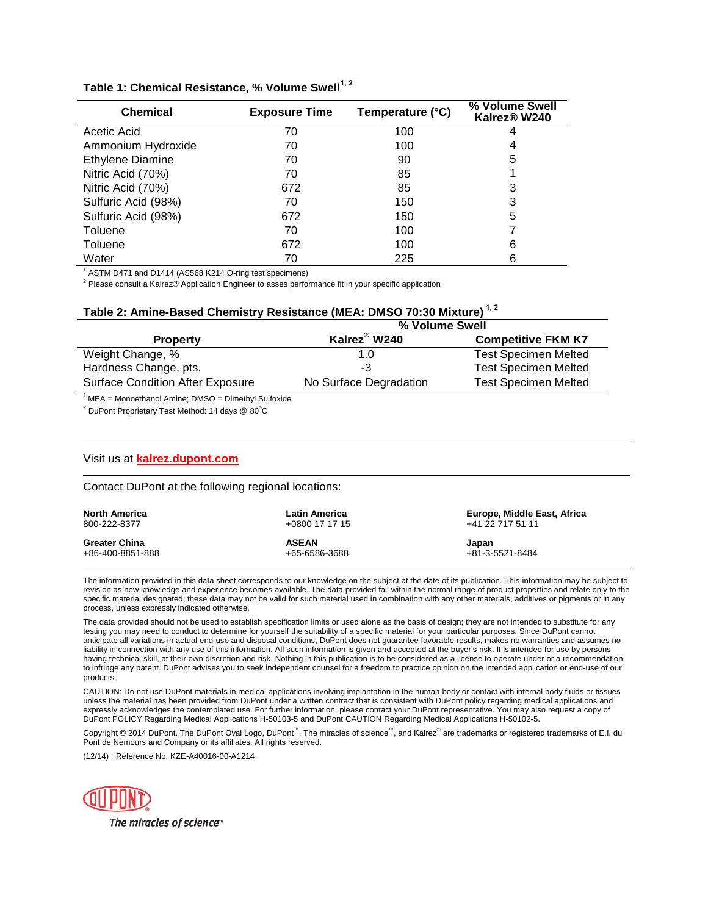### Table 1: Chemical Resistance, % Volume Swell[1, 2]

| Chemical | Exposure Time | Temperature (°C) | % Volume Swell Kalrez® W240 |
|---|---|---|---|
| Acetic Acid | 70 | 100 | 4 |
| Ammonium Hydroxide | 70 | 100 | 4 |
| Ethylene Diamine | 70 | 90 | 5 |
| Nitric Acid (70%) | 70 | 85 | 1 |
| Nitric Acid (70%) | 672 | 85 | 3 |
| Sulfuric Acid (98%) | 70 | 150 | 3 |
| Sulfuric Acid (98%) | 672 | 150 | 5 |
| Toluene | 70 | 100 | 7 |
| Toluene | 672 | 100 | 6 |
| Water | 70 | 225 | 6 |

[1] ASTM D471 and D1414 (AS568 K214 O-ring test specimens)

[2] Please consult a Kalrez® Application Engineer to asses performance fit in your specific application

### Table 2: Amine-Based Chemistry Resistance (MEA: DMSO 70:30 Mixture)[1, 2]

| | % Volume Swell | |
|---|---|---|
| **Property** | **Kalrez® W240** | **Competitive FKM K7** |
| Weight Change, % | 1.0 | Test Specimen Melted |
| Hardness Change, pts. | -3 | Test Specimen Melted |
| Surface Condition After Exposure | No Surface Degradation | Test Specimen Melted |

[1] MEA = Monoethanol Amine; DMSO = Dimethyl Sulfoxide

[2] DuPont Proprietary Test Method: 14 days @ 80°C

Visit us at **kalrez.dupont.com**

Contact DuPont at the following regional locations:

**North America**
800-222-8377

**Latin America**
+0800 17 17 15

**Europe, Middle East, Africa**
+41 22 717 51 11

**Greater China**
+86-400-8851-888

**ASEAN**
+65-6586-3688

**Japan**
+81-3-5521-8484

The information provided in this data sheet corresponds to our knowledge on the subject at the date of its publication. This information may be subject to revision as new knowledge and experience becomes available. The data provided fall within the normal range of product properties and relate only to the specific material designated; these data may not be valid for such material used in combination with any other materials, additives or pigments or in any process, unless expressly indicated otherwise.

The data provided should not be used to establish specification limits or used alone as the basis of design; they are not intended to substitute for any testing you may need to conduct to determine for yourself the suitability of a specific material for your particular purposes. Since DuPont cannot anticipate all variations in actual end-use and disposal conditions, DuPont does not guarantee favorable results, makes no warranties and assumes no liability in connection with any use of this information. All such information is given and accepted at the buyer's risk. It is intended for use by persons having technical skill, at their own discretion and risk. Nothing in this publication is to be considered as a license to operate under or a recommendation to infringe any patent. DuPont advises you to seek independent counsel for a freedom to practice opinion on the intended application or end-use of our products.

CAUTION: Do not use DuPont materials in medical applications involving implantation in the human body or contact with internal body fluids or tissues unless the material has been provided from DuPont under a written contract that is consistent with DuPont policy regarding medical applications and expressly acknowledges the contemplated use. For further information, please contact your DuPont representative. You may also request a copy of DuPont POLICY Regarding Medical Applications H-50103-5 and DuPont CAUTION Regarding Medical Applications H-50102-5.

Copyright © 2014 DuPont. The DuPont Oval Logo, DuPont™, The miracles of science™, and Kalrez® are trademarks or registered trademarks of E.I. du Pont de Nemours and Company or its affiliates. All rights reserved.

(12/14) Reference No. KZE-A40016-00-A1214

DUPONT
*The miracles of science™*